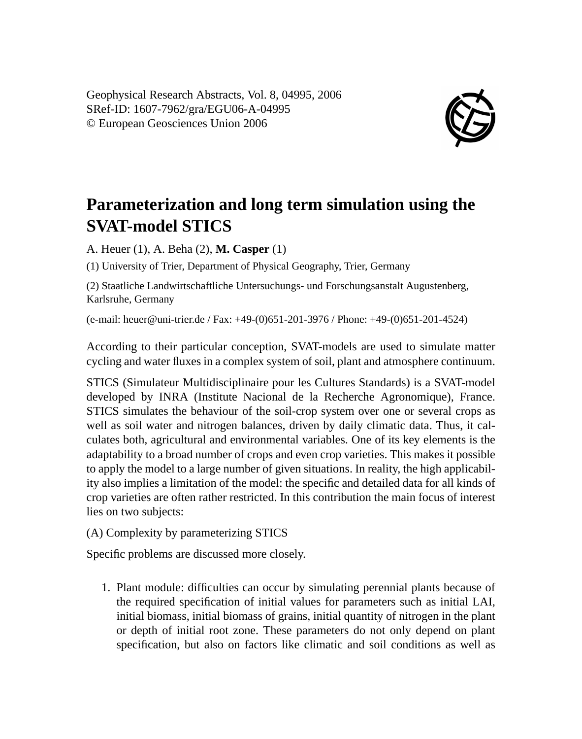Geophysical Research Abstracts, Vol. 8, 04995, 2006
SRef-ID: 1607-7962/gra/EGU06-A-04995
© European Geosciences Union 2006

# Parameterization and long term simulation using the SVAT-model STICS

A. Heuer (1), A. Beha (2), **M. Casper** (1)

(1) University of Trier, Department of Physical Geography, Trier, Germany

(2) Staatliche Landwirtschaftliche Untersuchungs- und Forschungsanstalt Augustenberg, Karlsruhe, Germany

(e-mail: heuer@uni-trier.de / Fax: +49-(0)651-201-3976 / Phone: +49-(0)651-201-4524)

According to their particular conception, SVAT-models are used to simulate matter cycling and water fluxes in a complex system of soil, plant and atmosphere continuum.

STICS (Simulateur Multidisciplinaire pour les Cultures Standards) is a SVAT-model developed by INRA (Institute Nacional de la Recherche Agronomique), France. STICS simulates the behaviour of the soil-crop system over one or several crops as well as soil water and nitrogen balances, driven by daily climatic data. Thus, it calculates both, agricultural and environmental variables. One of its key elements is the adaptability to a broad number of crops and even crop varieties. This makes it possible to apply the model to a large number of given situations. In reality, the high applicability also implies a limitation of the model: the specific and detailed data for all kinds of crop varieties are often rather restricted. In this contribution the main focus of interest lies on two subjects:

(A) Complexity by parameterizing STICS

Specific problems are discussed more closely.

1. Plant module: difficulties can occur by simulating perennial plants because of the required specification of initial values for parameters such as initial LAI, initial biomass, initial biomass of grains, initial quantity of nitrogen in the plant or depth of initial root zone. These parameters do not only depend on plant specification, but also on factors like climatic and soil conditions as well as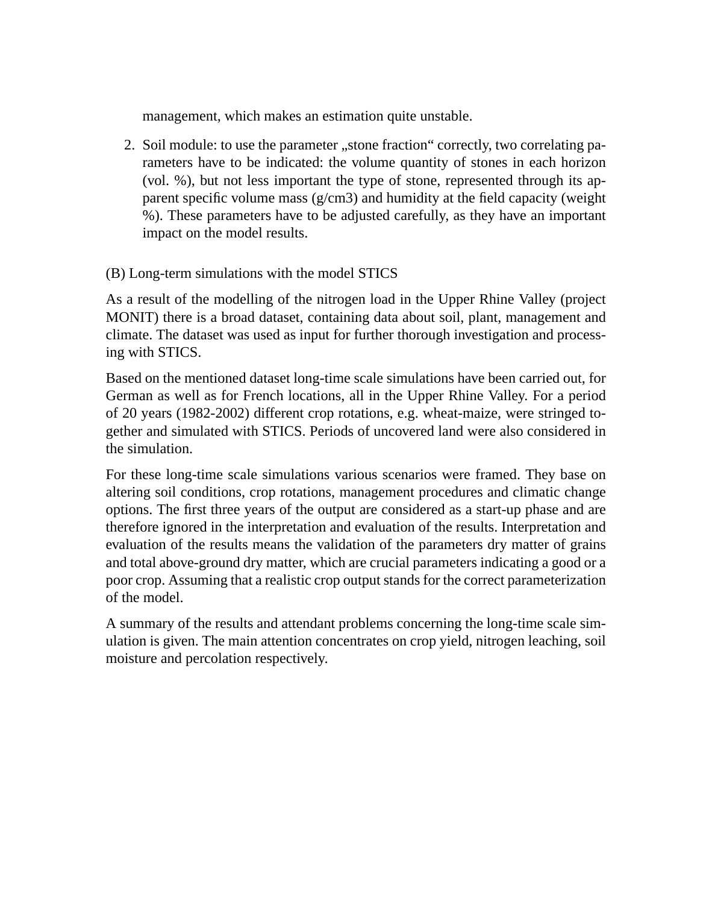management, which makes an estimation quite unstable.

2. Soil module: to use the parameter „stone fraction“ correctly, two correlating parameters have to be indicated: the volume quantity of stones in each horizon (vol. %), but not less important the type of stone, represented through its apparent specific volume mass (g/cm3) and humidity at the field capacity (weight %). These parameters have to be adjusted carefully, as they have an important impact on the model results.

(B) Long-term simulations with the model STICS

As a result of the modelling of the nitrogen load in the Upper Rhine Valley (project MONIT) there is a broad dataset, containing data about soil, plant, management and climate. The dataset was used as input for further thorough investigation and processing with STICS.

Based on the mentioned dataset long-time scale simulations have been carried out, for German as well as for French locations, all in the Upper Rhine Valley. For a period of 20 years (1982-2002) different crop rotations, e.g. wheat-maize, were stringed together and simulated with STICS. Periods of uncovered land were also considered in the simulation.

For these long-time scale simulations various scenarios were framed. They base on altering soil conditions, crop rotations, management procedures and climatic change options. The first three years of the output are considered as a start-up phase and are therefore ignored in the interpretation and evaluation of the results. Interpretation and evaluation of the results means the validation of the parameters dry matter of grains and total above-ground dry matter, which are crucial parameters indicating a good or a poor crop. Assuming that a realistic crop output stands for the correct parameterization of the model.

A summary of the results and attendant problems concerning the long-time scale simulation is given. The main attention concentrates on crop yield, nitrogen leaching, soil moisture and percolation respectively.